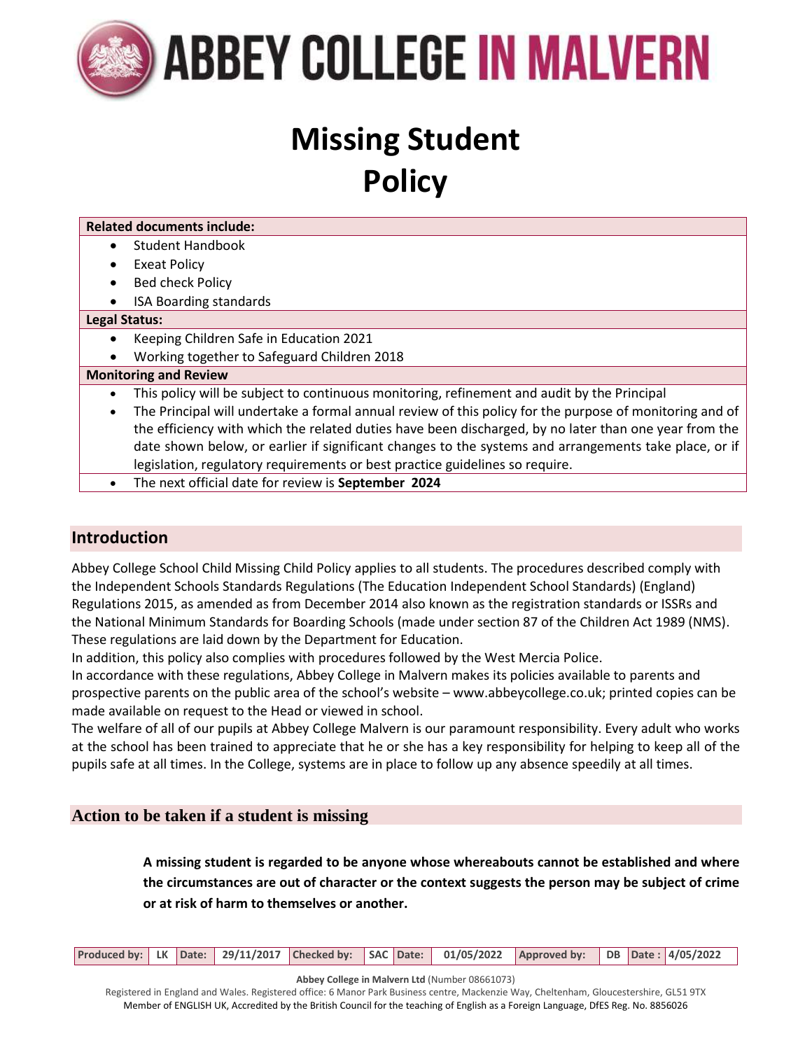# ABBEY COLLEGE IN MALVERN

# Missing Student Policy

| **Related documents include:** |
|---|
| • Student Handbook<br>• Exeat Policy<br>• Bed check Policy<br>• ISA Boarding standards |
| **Legal Status:** |
| • Keeping Children Safe in Education 2021<br>• Working together to Safeguard Children 2018 |
| **Monitoring and Review** |
| • This policy will be subject to continuous monitoring, refinement and audit by the Principal<br>• The Principal will undertake a formal annual review of this policy for the purpose of monitoring and of the efficiency with which the related duties have been discharged, by no later than one year from the date shown below, or earlier if significant changes to the systems and arrangements take place, or if legislation, regulatory requirements or best practice guidelines so require. |
| • The next official date for review is **September 2024** |

## Introduction

Abbey College School Child Missing Child Policy applies to all students. The procedures described comply with the Independent Schools Standards Regulations (The Education Independent School Standards) (England) Regulations 2015, as amended as from December 2014 also known as the registration standards or ISSRs and the National Minimum Standards for Boarding Schools (made under section 87 of the Children Act 1989 (NMS). These regulations are laid down by the Department for Education.

In addition, this policy also complies with procedures followed by the West Mercia Police.

In accordance with these regulations, Abbey College in Malvern makes its policies available to parents and prospective parents on the public area of the school's website – www.abbeycollege.co.uk; printed copies can be made available on request to the Head or viewed in school.

The welfare of all of our pupils at Abbey College Malvern is our paramount responsibility. Every adult who works at the school has been trained to appreciate that he or she has a key responsibility for helping to keep all of the pupils safe at all times. In the College, systems are in place to follow up any absence speedily at all times.

## Action to be taken if a student is missing

**A missing student is regarded to be anyone whose whereabouts cannot be established and where the circumstances are out of character or the context suggests the person may be subject of crime or at risk of harm to themselves or another.**

| Produced by: | LK | Date: | 29/11/2017 | Checked by: | SAC | Date: | 01/05/2022 | Approved by: | DB | Date : | 4/05/2022 |
|---|---|---|---|---|---|---|---|---|---|---|---|

**Abbey College in Malvern Ltd** (Number 08661073)
Registered in England and Wales. Registered office: 6 Manor Park Business centre, Mackenzie Way, Cheltenham, Gloucestershire, GL51 9TX
Member of ENGLISH UK, Accredited by the British Council for the teaching of English as a Foreign Language, DfES Reg. No. 8856026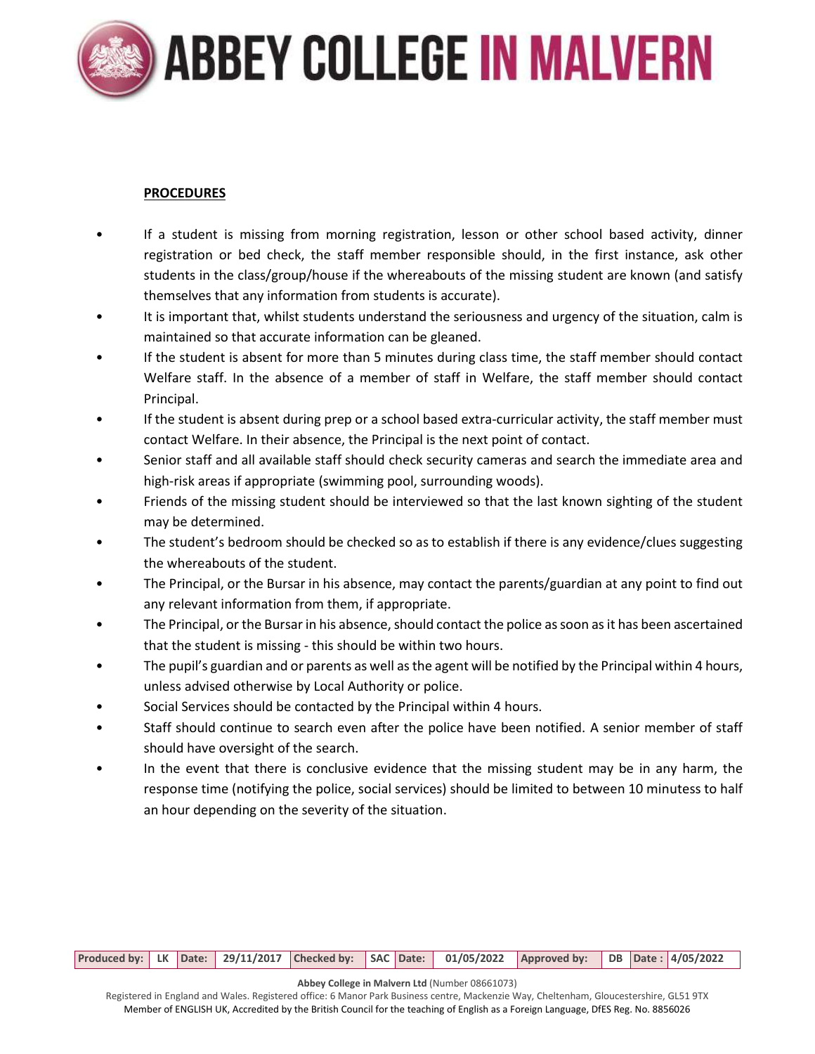**PROCEDURES**

- If a student is missing from morning registration, lesson or other school based activity, dinner registration or bed check, the staff member responsible should, in the first instance, ask other students in the class/group/house if the whereabouts of the missing student are known (and satisfy themselves that any information from students is accurate).
- It is important that, whilst students understand the seriousness and urgency of the situation, calm is maintained so that accurate information can be gleaned.
- If the student is absent for more than 5 minutes during class time, the staff member should contact Welfare staff. In the absence of a member of staff in Welfare, the staff member should contact Principal.
- If the student is absent during prep or a school based extra-curricular activity, the staff member must contact Welfare. In their absence, the Principal is the next point of contact.
- Senior staff and all available staff should check security cameras and search the immediate area and high-risk areas if appropriate (swimming pool, surrounding woods).
- Friends of the missing student should be interviewed so that the last known sighting of the student may be determined.
- The student's bedroom should be checked so as to establish if there is any evidence/clues suggesting the whereabouts of the student.
- The Principal, or the Bursar in his absence, may contact the parents/guardian at any point to find out any relevant information from them, if appropriate.
- The Principal, or the Bursar in his absence, should contact the police as soon as it has been ascertained that the student is missing - this should be within two hours.
- The pupil's guardian and or parents as well as the agent will be notified by the Principal within 4 hours, unless advised otherwise by Local Authority or police.
- Social Services should be contacted by the Principal within 4 hours.
- Staff should continue to search even after the police have been notified. A senior member of staff should have oversight of the search.
- In the event that there is conclusive evidence that the missing student may be in any harm, the response time (notifying the police, social services) should be limited to between 10 minutess to half an hour depending on the severity of the situation.